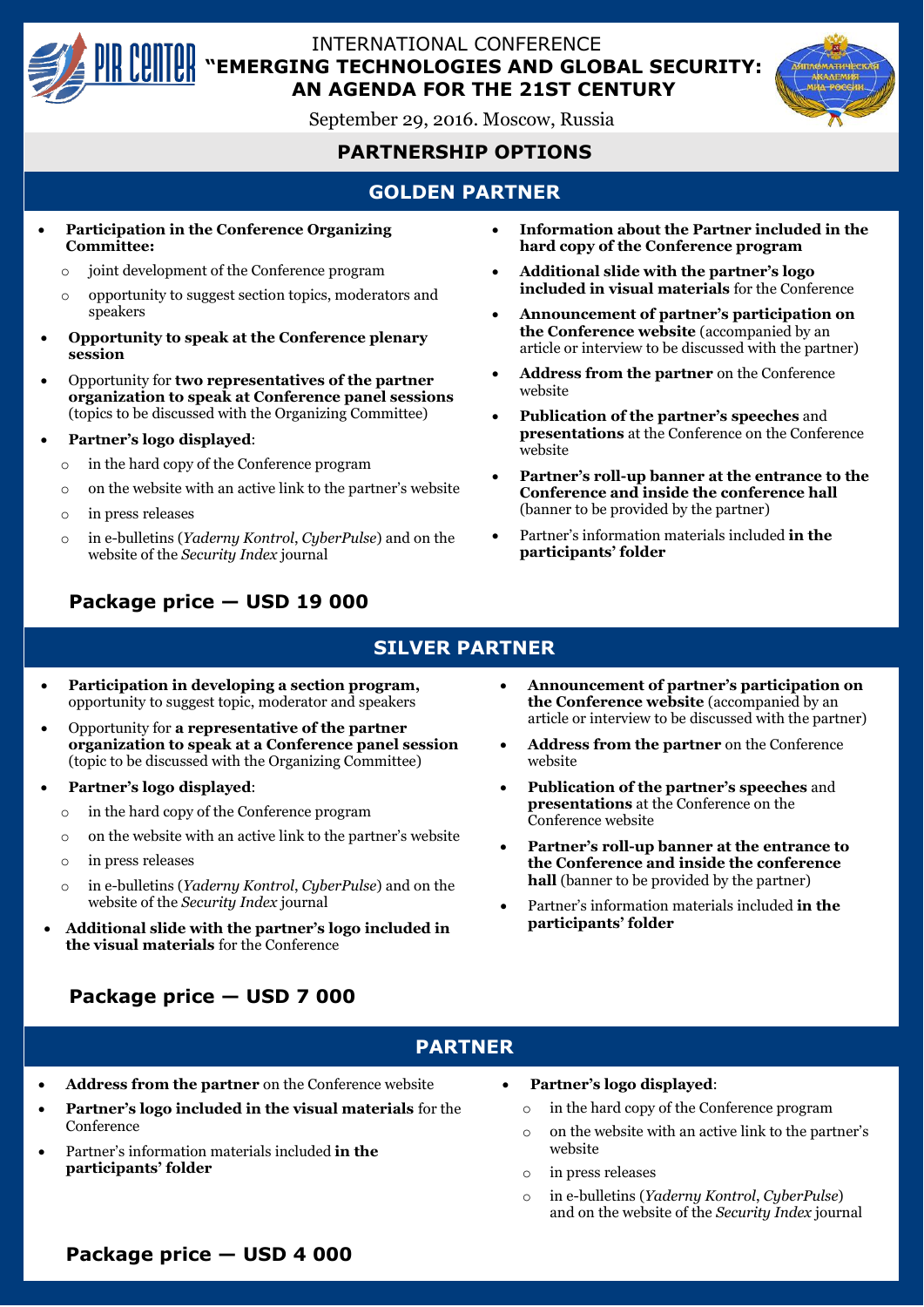# INTERNATIONAL CONFERENCE "EMERGING TECHNOLOGIES AND GLOBAL SECURITY: AN AGENDA FOR THE 21ST CENTURY

September 29, 2016. Moscow, Russia

## PARTNERSHIP OPTIONS

### GOLDEN PARTNER

- **Participation in the Conference Organizing Committee:**
  - joint development of the Conference program
  - opportunity to suggest section topics, moderators and speakers
- **Opportunity to speak at the Conference plenary session**
- Opportunity for **two representatives of the partner organization to speak at Conference panel sessions** (topics to be discussed with the Organizing Committee)
- **Partner's logo displayed**:
  - in the hard copy of the Conference program
  - on the website with an active link to the partner's website
  - in press releases
  - in e-bulletins (*Yaderny Kontrol*, *CyberPulse*) and on the website of the *Security Index* journal
- **Information about the Partner included in the hard copy of the Conference program**
- **Additional slide with the partner's logo included in visual materials** for the Conference
- **Announcement of partner's participation on the Conference website** (accompanied by an article or interview to be discussed with the partner)
- **Address from the partner** on the Conference website
- **Publication of the partner's speeches** and **presentations** at the Conference on the Conference website
- **Partner's roll-up banner at the entrance to the Conference and inside the conference hall** (banner to be provided by the partner)
- Partner's information materials included **in the participants' folder**

**Package price — USD 19 000**

### SILVER PARTNER

- **Participation in developing a section program,** opportunity to suggest topic, moderator and speakers
- Opportunity for **a representative of the partner organization to speak at a Conference panel session** (topic to be discussed with the Organizing Committee)
- **Partner's logo displayed**:
  - in the hard copy of the Conference program
  - on the website with an active link to the partner's website
  - in press releases
  - in e-bulletins (*Yaderny Kontrol*, *CyberPulse*) and on the website of the *Security Index* journal
- **Additional slide with the partner's logo included in the visual materials** for the Conference
- **Announcement of partner's participation on the Conference website** (accompanied by an article or interview to be discussed with the partner)
- **Address from the partner** on the Conference website
- **Publication of the partner's speeches** and **presentations** at the Conference on the Conference website
- **Partner's roll-up banner at the entrance to the Conference and inside the conference hall** (banner to be provided by the partner)
- Partner's information materials included **in the participants' folder**

**Package price — USD 7 000**

### PARTNER

- **Address from the partner** on the Conference website
- **Partner's logo included in the visual materials** for the Conference
- Partner's information materials included **in the participants' folder**
- **Partner's logo displayed**:
  - in the hard copy of the Conference program
  - on the website with an active link to the partner's website
  - in press releases
  - in e-bulletins (*Yaderny Kontrol*, *CyberPulse*) and on the website of the *Security Index* journal

**Package price — USD 4 000**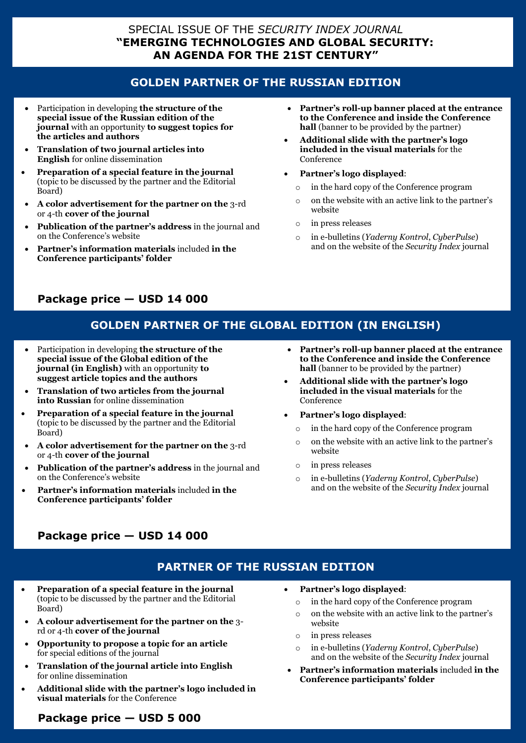# SPECIAL ISSUE OF THE *SECURITY INDEX JOURNAL* **"EMERGING TECHNOLOGIES AND GLOBAL SECURITY: AN AGENDA FOR THE 21ST CENTURY"**

## GOLDEN PARTNER OF THE RUSSIAN EDITION

- Participation in developing **the structure of the special issue of the Russian edition of the journal** with an opportunity **to suggest topics for the articles and authors**
- **Translation of two journal articles into English** for online dissemination
- **Preparation of a special feature in the journal** (topic to be discussed by the partner and the Editorial Board)
- **A color advertisement for the partner on the** 3-rd or 4-th **cover of the journal**
- **Publication of the partner's address** in the journal and on the Conference's website
- **Partner's information materials** included **in the Conference participants' folder**
- **Partner's roll-up banner placed at the entrance to the Conference and inside the Conference hall** (banner to be provided by the partner)
- **Additional slide with the partner's logo included in the visual materials** for the Conference
- **Partner's logo displayed**:
  - in the hard copy of the Conference program
  - on the website with an active link to the partner's website
  - in press releases
  - in e-bulletins (*Yaderny Kontrol*, *CyberPulse*) and on the website of the *Security Index* journal

**Package price — USD 14 000**

## GOLDEN PARTNER OF THE GLOBAL EDITION (IN ENGLISH)

- Participation in developing **the structure of the special issue of the Global edition of the journal (in English)** with an opportunity **to suggest article topics and the authors**
- **Translation of two articles from the journal into Russian** for online dissemination
- **Preparation of a special feature in the journal** (topic to be discussed by the partner and the Editorial Board)
- **A color advertisement for the partner on the** 3-rd or 4-th **cover of the journal**
- **Publication of the partner's address** in the journal and on the Conference's website
- **Partner's information materials** included **in the Conference participants' folder**
- **Partner's roll-up banner placed at the entrance to the Conference and inside the Conference hall** (banner to be provided by the partner)
- **Additional slide with the partner's logo included in the visual materials** for the Conference
- **Partner's logo displayed**:
  - in the hard copy of the Conference program
  - on the website with an active link to the partner's website
  - in press releases
  - in e-bulletins (*Yaderny Kontrol*, *CyberPulse*) and on the website of the *Security Index* journal

**Package price — USD 14 000**

## PARTNER OF THE RUSSIAN EDITION

- **Preparation of a special feature in the journal** (topic to be discussed by the partner and the Editorial Board)
- **A colour advertisement for the partner on the** 3-rd or 4-th **cover of the journal**
- **Opportunity to propose a topic for an article** for special editions of the journal
- **Translation of the journal article into English** for online dissemination
- **Additional slide with the partner's logo included in visual materials** for the Conference
- **Partner's logo displayed**:
  - in the hard copy of the Conference program
  - on the website with an active link to the partner's website
  - in press releases
  - in e-bulletins (*Yaderny Kontrol*, *CyberPulse*) and on the website of the *Security Index* journal
- **Partner's information materials** included **in the Conference participants' folder**

**Package price — USD 5 000**